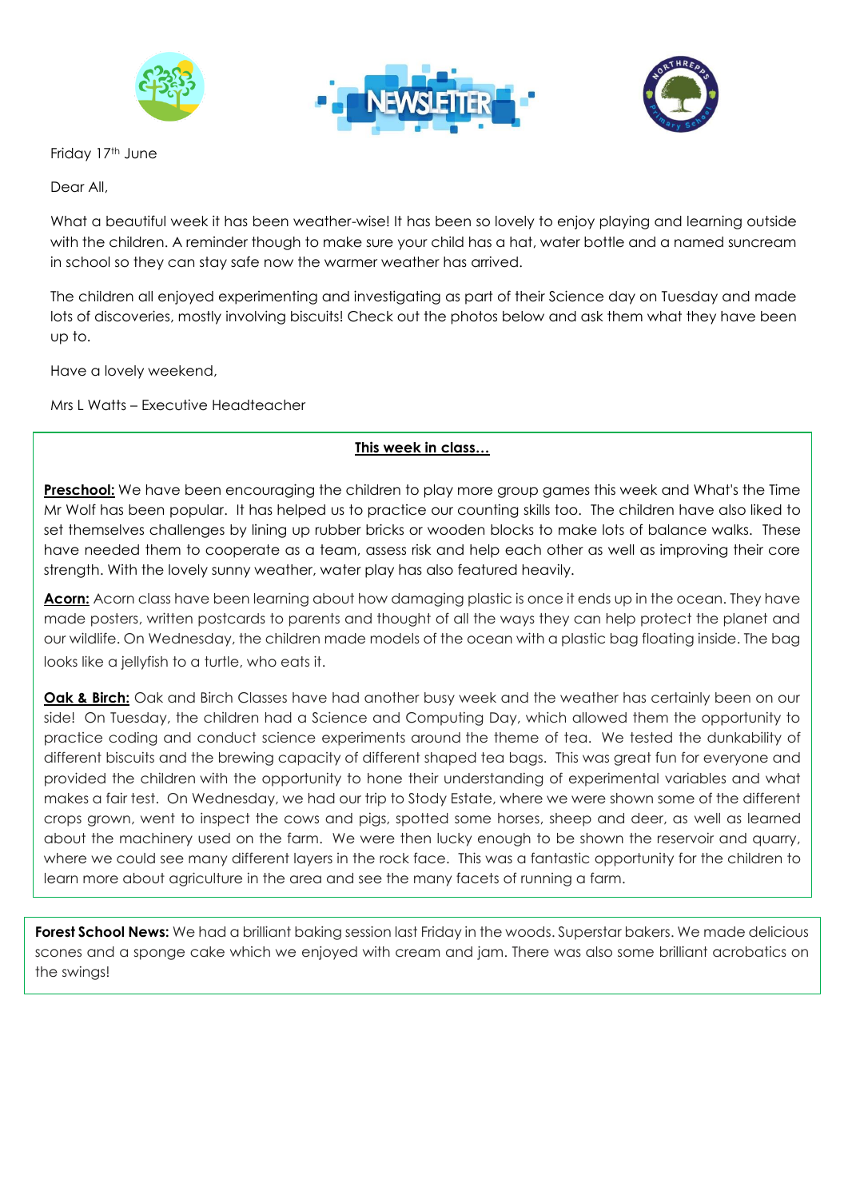Friday 17th June

Dear All,

What a beautiful week it has been weather-wise! It has been so lovely to enjoy playing and learning outside with the children. A reminder though to make sure your child has a hat, water bottle and a named suncream in school so they can stay safe now the warmer weather has arrived.

The children all enjoyed experimenting and investigating as part of their Science day on Tuesday and made lots of discoveries, mostly involving biscuits! Check out the photos below and ask them what they have been up to.

Have a lovely weekend,

Mrs L Watts – Executive Headteacher

**This week in class…**

**Preschool:** We have been encouraging the children to play more group games this week and What's the Time Mr Wolf has been popular. It has helped us to practice our counting skills too. The children have also liked to set themselves challenges by lining up rubber bricks or wooden blocks to make lots of balance walks. These have needed them to cooperate as a team, assess risk and help each other as well as improving their core strength. With the lovely sunny weather, water play has also featured heavily.

**Acorn:** Acorn class have been learning about how damaging plastic is once it ends up in the ocean. They have made posters, written postcards to parents and thought of all the ways they can help protect the planet and our wildlife. On Wednesday, the children made models of the ocean with a plastic bag floating inside. The bag looks like a jellyfish to a turtle, who eats it.

**Oak & Birch:** Oak and Birch Classes have had another busy week and the weather has certainly been on our side! On Tuesday, the children had a Science and Computing Day, which allowed them the opportunity to practice coding and conduct science experiments around the theme of tea. We tested the dunkability of different biscuits and the brewing capacity of different shaped tea bags. This was great fun for everyone and provided the children with the opportunity to hone their understanding of experimental variables and what makes a fair test. On Wednesday, we had our trip to Stody Estate, where we were shown some of the different crops grown, went to inspect the cows and pigs, spotted some horses, sheep and deer, as well as learned about the machinery used on the farm. We were then lucky enough to be shown the reservoir and quarry, where we could see many different layers in the rock face. This was a fantastic opportunity for the children to learn more about agriculture in the area and see the many facets of running a farm.

**Forest School News:** We had a brilliant baking session last Friday in the woods. Superstar bakers. We made delicious scones and a sponge cake which we enjoyed with cream and jam. There was also some brilliant acrobatics on the swings!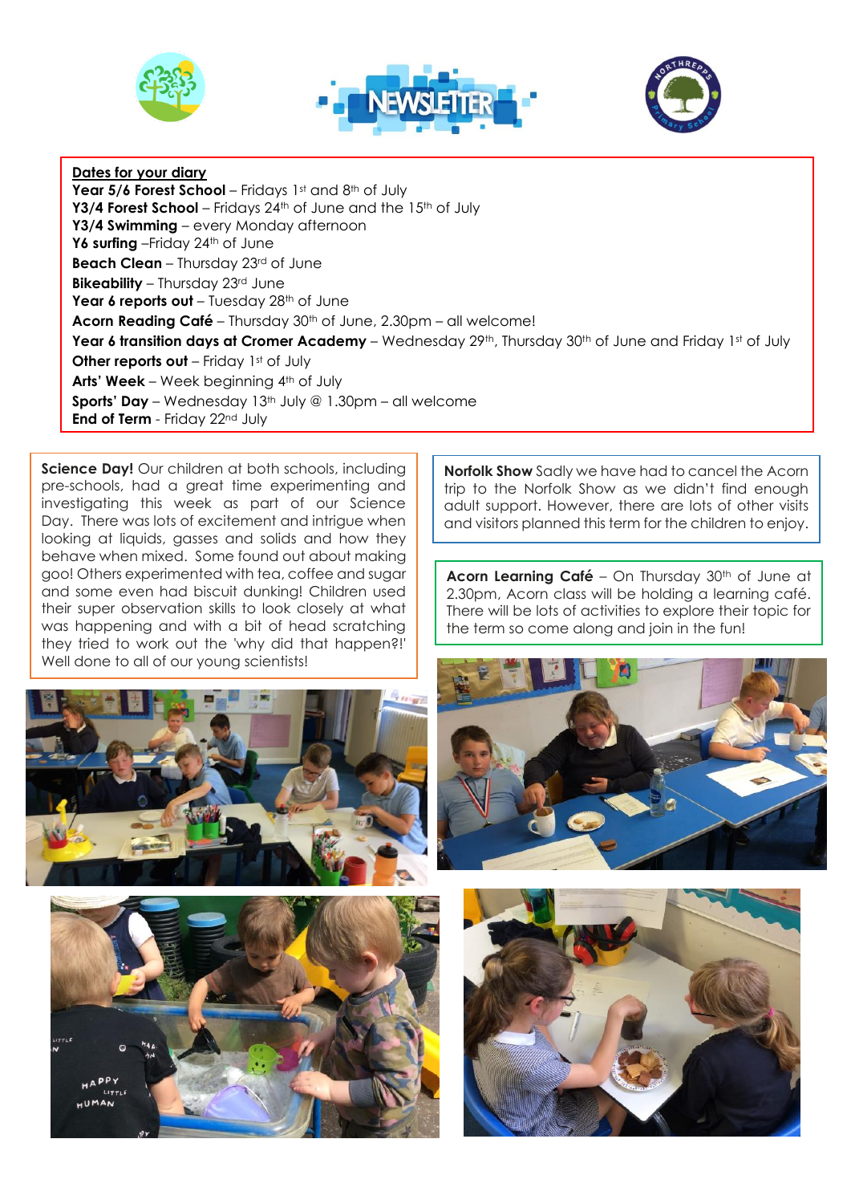# NEWSLETTER

**Dates for your diary**

**Year 5/6 Forest School** – Fridays 1st and 8th of July
**Y3/4 Forest School** – Fridays 24th of June and the 15th of July
**Y3/4 Swimming** – every Monday afternoon
**Y6 surfing** –Friday 24th of June
**Beach Clean** – Thursday 23rd of June
**Bikeability** – Thursday 23rd June
**Year 6 reports out** – Tuesday 28th of June
**Acorn Reading Café** – Thursday 30th of June, 2.30pm – all welcome!
**Year 6 transition days at Cromer Academy** – Wednesday 29th, Thursday 30th of June and Friday 1st of July
**Other reports out** – Friday 1st of July
**Arts' Week** – Week beginning 4th of July
**Sports' Day** – Wednesday 13th July @ 1.30pm – all welcome
**End of Term** - Friday 22nd July

**Science Day!** Our children at both schools, including pre-schools, had a great time experimenting and investigating this week as part of our Science Day. There was lots of excitement and intrigue when looking at liquids, gasses and solids and how they behave when mixed. Some found out about making goo! Others experimented with tea, coffee and sugar and some even had biscuit dunking! Children used their super observation skills to look closely at what was happening and with a bit of head scratching they tried to work out the 'why did that happen?!' Well done to all of our young scientists!

**Norfolk Show** Sadly we have had to cancel the Acorn trip to the Norfolk Show as we didn't find enough adult support. However, there are lots of other visits and visitors planned this term for the children to enjoy.

**Acorn Learning Café** – On Thursday 30th of June at 2.30pm, Acorn class will be holding a learning café. There will be lots of activities to explore their topic for the term so come along and join in the fun!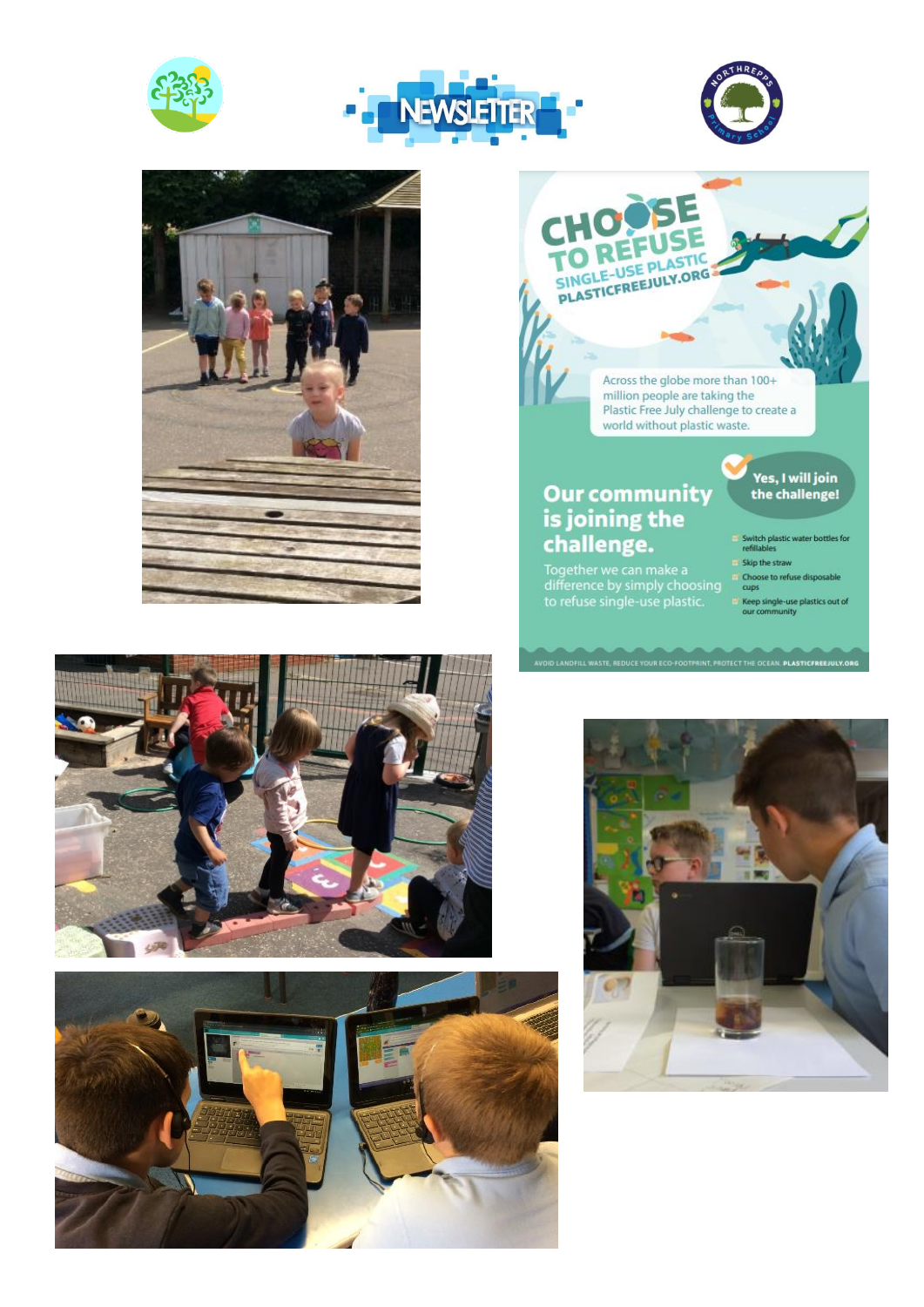NEWSLETTER

# CHOOSE TO REFUSE SINGLE-USE PLASTIC

PLASTICFREEJULY.ORG

Across the globe more than 100+ million people are taking the Plastic Free July challenge to create a world without plastic waste.

## Our community is joining the challenge.

Together we can make a difference by simply choosing to refuse single-use plastic.

**Yes, I will join the challenge!**

- Switch plastic water bottles for refillables
- Skip the straw
- Choose to refuse disposable cups
- Keep single-use plastics out of our community

AVOID LANDFILL WASTE, REDUCE YOUR ECO-FOOTPRINT, PROTECT THE OCEAN. PLASTICFREEJULY.ORG